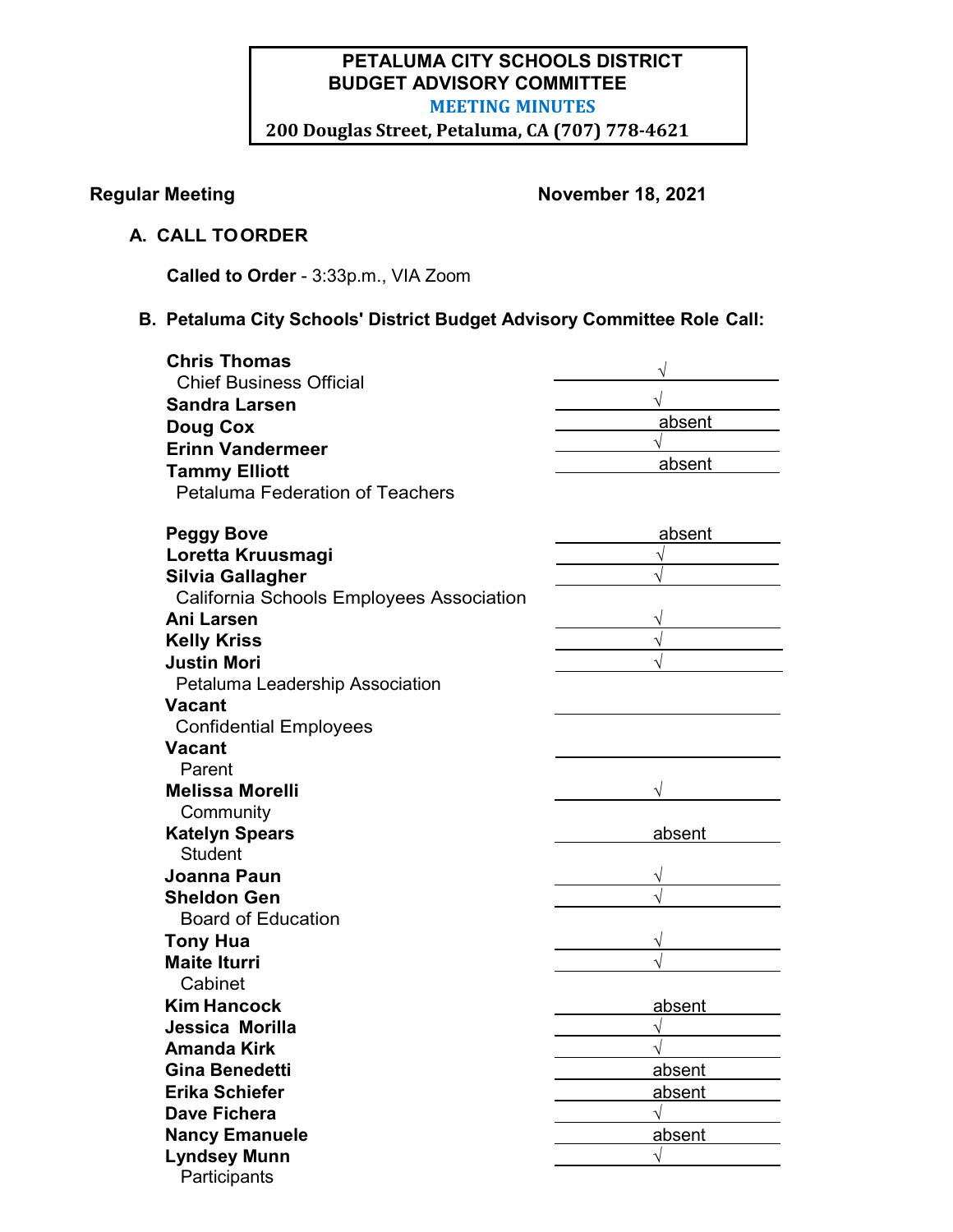**PETALUMA CITY SCHOOLS DISTRICT**
**BUDGET ADVISORY COMMITTEE**
**MEETING MINUTES**
**200 Douglas Street, Petaluma, CA (707) 778-4621**

**Regular Meeting** **November 18, 2021**

## A. CALL TO ORDER

**Called to Order** - 3:33p.m., VIA Zoom

## B. Petaluma City Schools' District Budget Advisory Committee Role Call:

| Name | Attendance |
|---|---|
| **Chris Thomas** | √ |
| Chief Business Official | |
| **Sandra Larsen** | √ |
| **Doug Cox** | absent |
| **Erinn Vandermeer** | √ |
| **Tammy Elliott** | absent |
| Petaluma Federation of Teachers | |
| **Peggy Bove** | absent |
| **Loretta Kruusmagi** | √ |
| **Silvia Gallagher** | √ |
| California Schools Employees Association | |
| **Ani Larsen** | √ |
| **Kelly Kriss** | √ |
| **Justin Mori** | √ |
| Petaluma Leadership Association | |
| **Vacant** | |
| Confidential Employees | |
| **Vacant** | |
| Parent | |
| **Melissa Morelli** | √ |
| Community | |
| **Katelyn Spears** | absent |
| Student | |
| **Joanna Paun** | √ |
| **Sheldon Gen** | √ |
| Board of Education | |
| **Tony Hua** | √ |
| **Maite Iturri** | √ |
| Cabinet | |
| **Kim Hancock** | absent |
| **Jessica Morilla** | √ |
| **Amanda Kirk** | √ |
| **Gina Benedetti** | absent |
| **Erika Schiefer** | absent |
| **Dave Fichera** | √ |
| **Nancy Emanuele** | absent |
| **Lyndsey Munn** | √ |
| Participants | |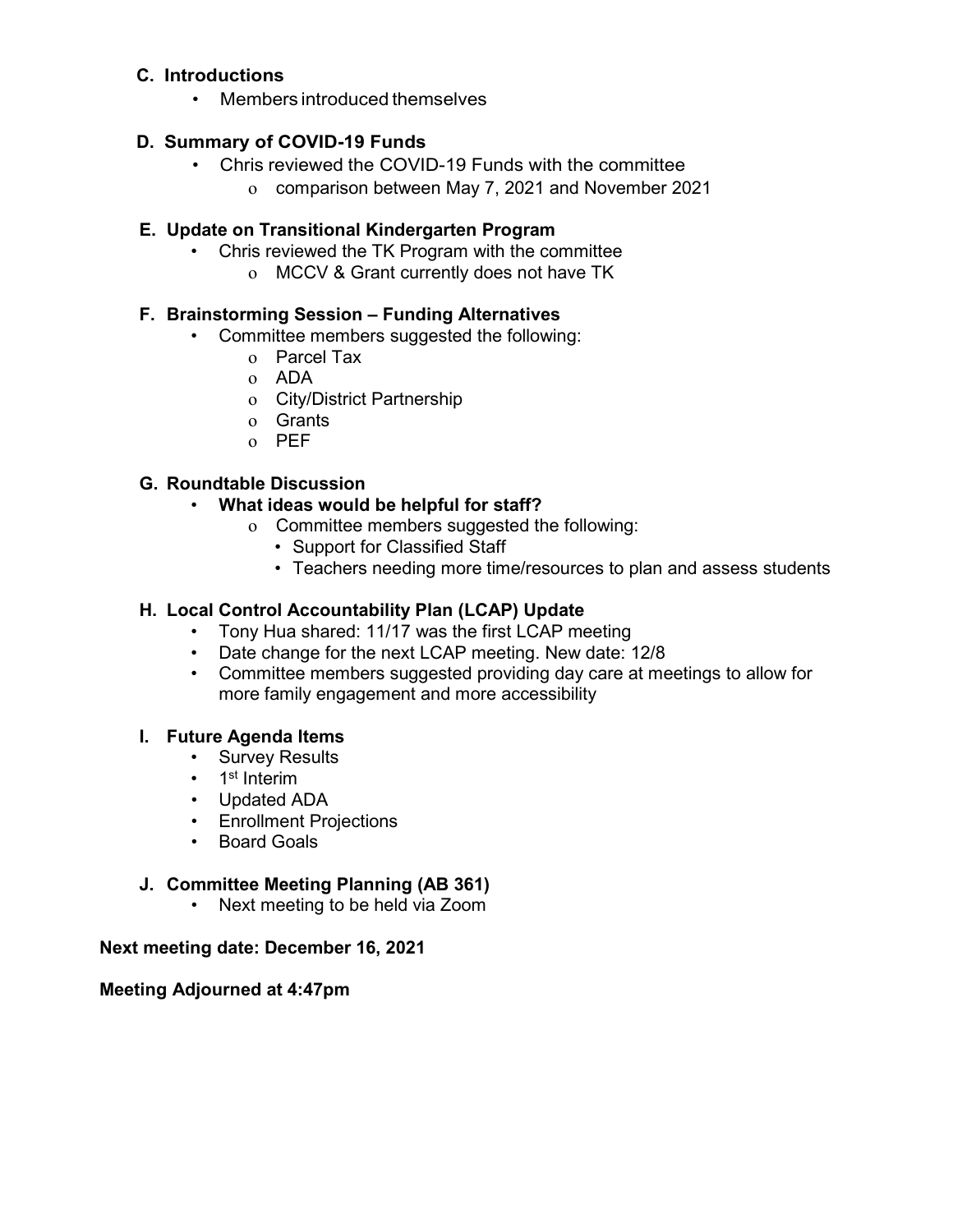**C. Introductions**

- Members introduced themselves

**D. Summary of COVID-19 Funds**

- Chris reviewed the COVID-19 Funds with the committee
  - comparison between May 7, 2021 and November 2021

**E. Update on Transitional Kindergarten Program**

- Chris reviewed the TK Program with the committee
  - MCCV & Grant currently does not have TK

**F. Brainstorming Session – Funding Alternatives**

- Committee members suggested the following:
  - Parcel Tax
  - ADA
  - City/District Partnership
  - Grants
  - PEF

**G. Roundtable Discussion**

- **What ideas would be helpful for staff?**
  - Committee members suggested the following:
    - Support for Classified Staff
    - Teachers needing more time/resources to plan and assess students

**H. Local Control Accountability Plan (LCAP) Update**

- Tony Hua shared: 11/17 was the first LCAP meeting
- Date change for the next LCAP meeting. New date: 12/8
- Committee members suggested providing day care at meetings to allow for more family engagement and more accessibility

**I. Future Agenda Items**

- Survey Results
- 1st Interim
- Updated ADA
- Enrollment Projections
- Board Goals

**J. Committee Meeting Planning (AB 361)**

- Next meeting to be held via Zoom

**Next meeting date: December 16, 2021**

**Meeting Adjourned at 4:47pm**